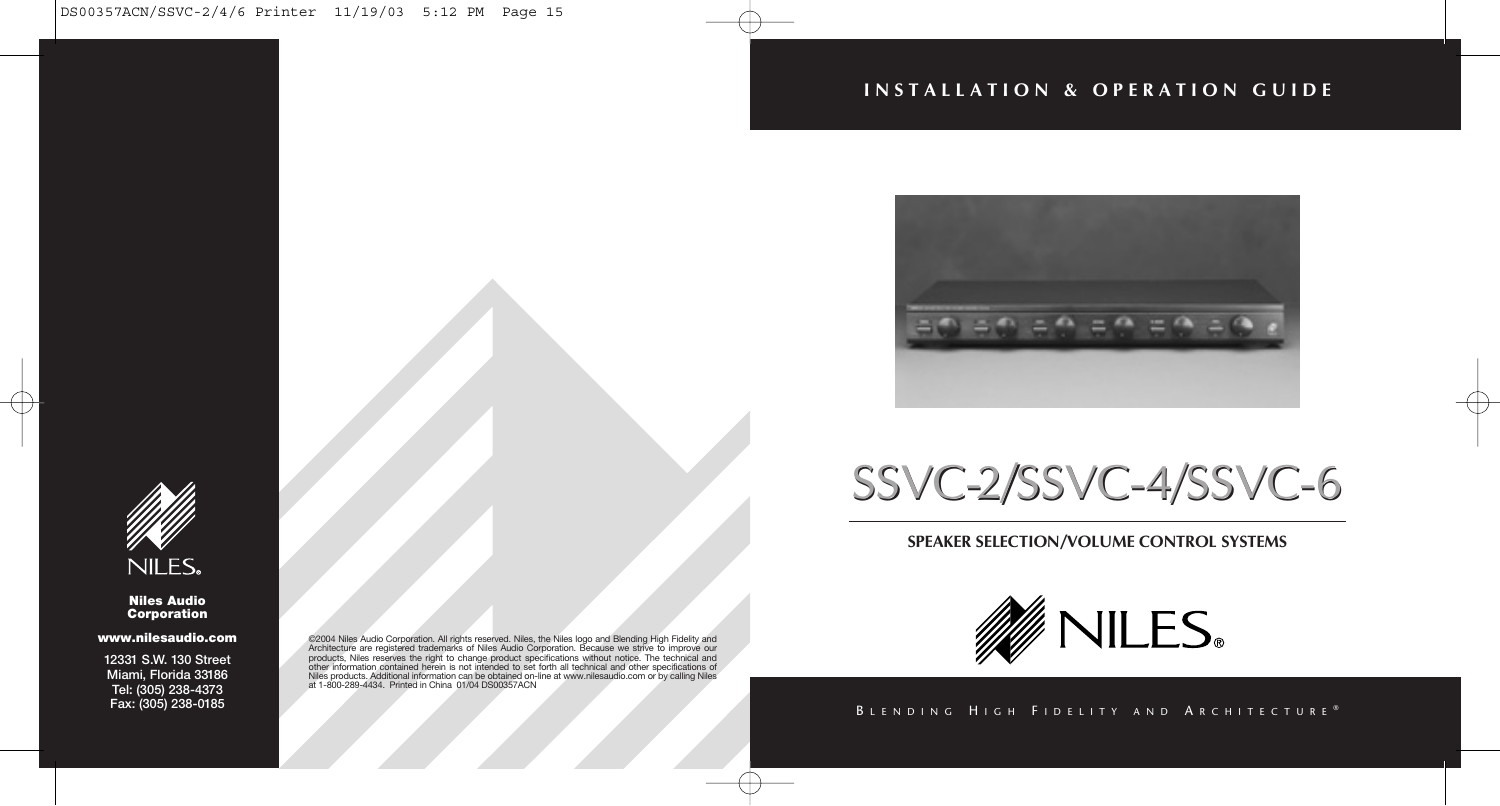# INSTALLATION & OPERATION GUIDE

# SSVC-2/SSVC-4/SSVC-6

## SPEAKER SELECTION/VOLUME CONTROL SYSTEMS

NILES®

BLENDING HIGH FIDELITY AND ARCHITECTURE®

NILES®

**Niles Audio Corporation**

**www.nilesaudio.com**

**12331 S.W. 130 Street**
**Miami, Florida 33186**
**Tel: (305) 238-4373**
**Fax: (305) 238-0185**

©2004 Niles Audio Corporation. All rights reserved. Niles, the Niles logo and Blending High Fidelity and Architecture are registered trademarks of Niles Audio Corporation. Because we strive to improve our products, Niles reserves the right to change product specifications without notice. The technical and other information contained herein is not intended to set forth all technical and other specifications of Niles products. Additional information can be obtained on-line at www.nilesaudio.com or by calling Niles at 1-800-289-4434. Printed in China 01/04 DS00357ACN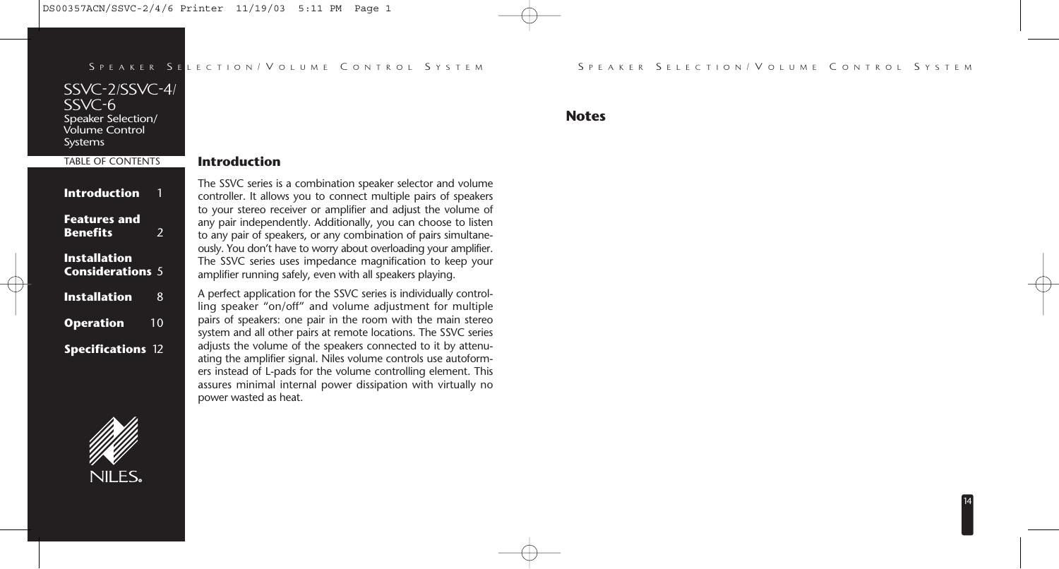# SSVC-2/SSVC-4/SSVC-6

Speaker Selection/ Volume Control Systems

TABLE OF CONTENTS

| | |
|---|---|
| **Introduction** | 1 |
| **Features and Benefits** | 2 |
| **Installation Considerations** | 5 |
| **Installation** | 8 |
| **Operation** | 10 |
| **Specifications** | 12 |

NILES.

## Introduction

The SSVC series is a combination speaker selector and volume controller. It allows you to connect multiple pairs of speakers to your stereo receiver or amplifier and adjust the volume of any pair independently. Additionally, you can choose to listen to any pair of speakers, or any combination of pairs simultaneously. You don't have to worry about overloading your amplifier. The SSVC series uses impedance magnification to keep your amplifier running safely, even with all speakers playing.

A perfect application for the SSVC series is individually controlling speaker "on/off" and volume adjustment for multiple pairs of speakers: one pair in the room with the main stereo system and all other pairs at remote locations. The SSVC series adjusts the volume of the speakers connected to it by attenuating the amplifier signal. Niles volume controls use autoformers instead of L-pads for the volume controlling element. This assures minimal internal power dissipation with virtually no power wasted as heat.

## Notes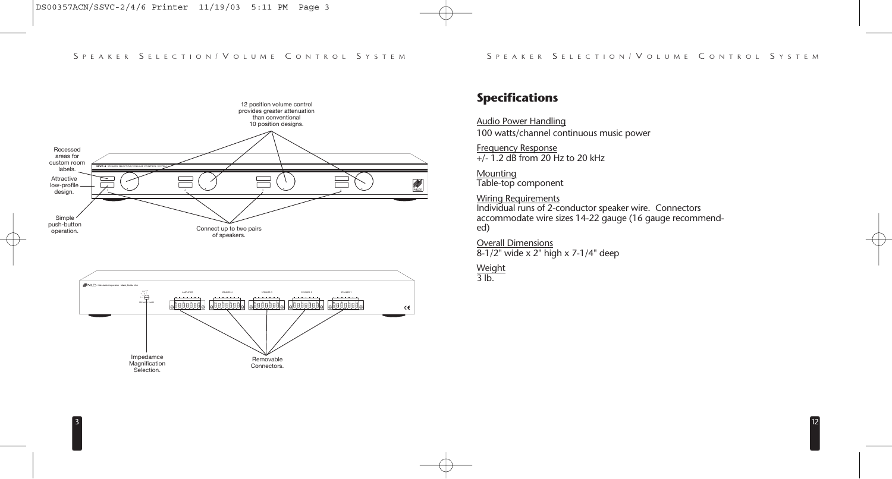12 position volume control provides greater attenuation than conventional 10 position designs.

Recessed areas for custom room labels.

Attractive low-profile design.

Simple push-button operation.

Connect up to two pairs of speakers.

Impedamce Magnification Selection.

Removable Connectors.

## Specifications

Audio Power Handling
100 watts/channel continuous music power

Frequency Response
+/- 1.2 dB from 20 Hz to 20 kHz

Mounting
Table-top component

Wiring Requirements
Individual runs of 2-conductor speaker wire. Connectors accommodate wire sizes 14-22 gauge (16 gauge recommended)

Overall Dimensions
8-1/2" wide x 2" high x 7-1/4" deep

Weight
3 lb.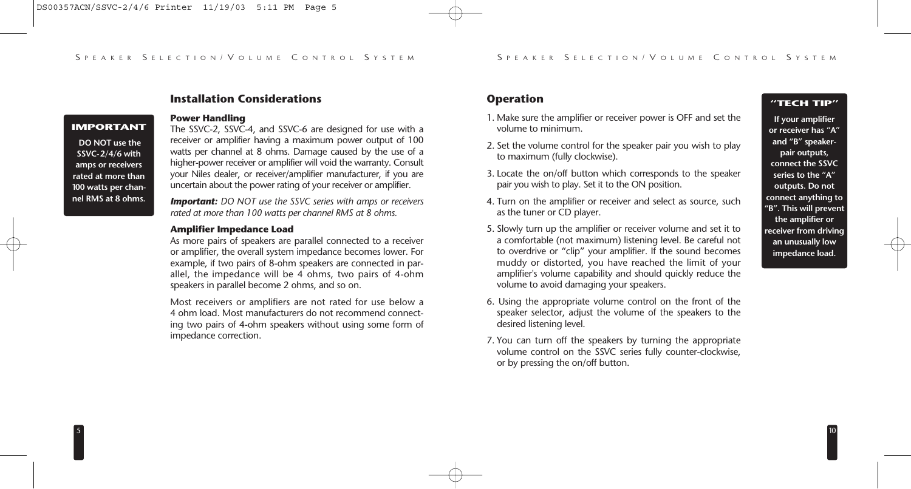## Installation Considerations

**IMPORTANT**

**DO NOT use the SSVC-2/4/6 with amps or receivers rated at more than 100 watts per channel RMS at 8 ohms.**

### Power Handling

The SSVC-2, SSVC-4, and SSVC-6 are designed for use with a receiver or amplifier having a maximum power output of 100 watts per channel at 8 ohms. Damage caused by the use of a higher-power receiver or amplifier will void the warranty. Consult your Niles dealer, or receiver/amplifier manufacturer, if you are uncertain about the power rating of your receiver or amplifier.

***Important:*** *DO NOT use the SSVC series with amps or receivers rated at more than 100 watts per channel RMS at 8 ohms.*

### Amplifier Impedance Load

As more pairs of speakers are parallel connected to a receiver or amplifier, the overall system impedance becomes lower. For example, if two pairs of 8-ohm speakers are connected in parallel, the impedance will be 4 ohms, two pairs of 4-ohm speakers in parallel become 2 ohms, and so on.

Most receivers or amplifiers are not rated for use below a 4 ohm load. Most manufacturers do not recommend connecting two pairs of 4-ohm speakers without using some form of impedance correction.

## Operation

1. Make sure the amplifier or receiver power is OFF and set the volume to minimum.
2. Set the volume control for the speaker pair you wish to play to maximum (fully clockwise).
3. Locate the on/off button which corresponds to the speaker pair you wish to play. Set it to the ON position.
4. Turn on the amplifier or receiver and select as source, such as the tuner or CD player.
5. Slowly turn up the amplifier or receiver volume and set it to a comfortable (not maximum) listening level. Be careful not to overdrive or "clip" your amplifier. If the sound becomes muddy or distorted, you have reached the limit of your amplifier's volume capability and should quickly reduce the volume to avoid damaging your speakers.
6. Using the appropriate volume control on the front of the speaker selector, adjust the volume of the speakers to the desired listening level.
7. You can turn off the speakers by turning the appropriate volume control on the SSVC series fully counter-clockwise, or by pressing the on/off button.

**"TECH TIP"**

**If your amplifier or receiver has "A" and "B" speaker-pair outputs, connect the SSVC series to the "A" outputs. Do not connect anything to "B". This will prevent the amplifier or receiver from driving an unusually low impedance load.**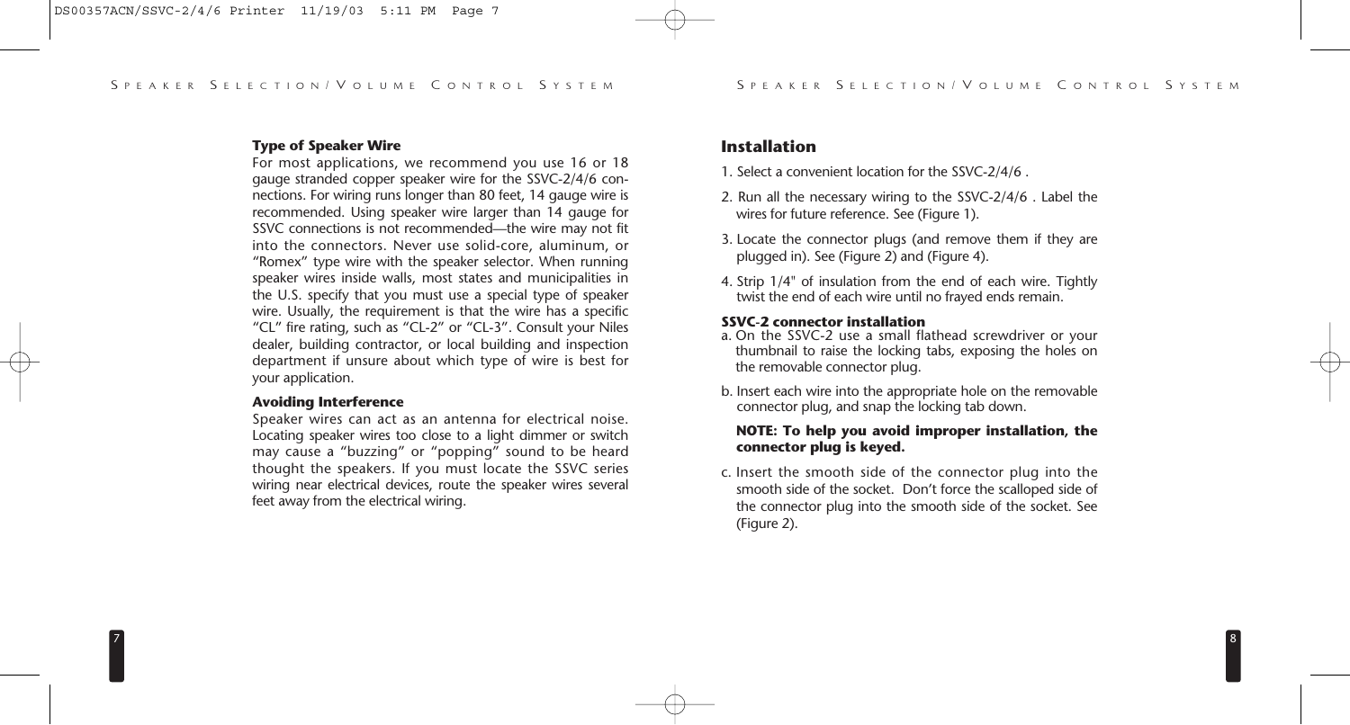### Type of Speaker Wire

For most applications, we recommend you use 16 or 18 gauge stranded copper speaker wire for the SSVC-2/4/6 connections. For wiring runs longer than 80 feet, 14 gauge wire is recommended. Using speaker wire larger than 14 gauge for SSVC connections is not recommended—the wire may not fit into the connectors. Never use solid-core, aluminum, or "Romex" type wire with the speaker selector. When running speaker wires inside walls, most states and municipalities in the U.S. specify that you must use a special type of speaker wire. Usually, the requirement is that the wire has a specific "CL" fire rating, such as "CL-2" or "CL-3". Consult your Niles dealer, building contractor, or local building and inspection department if unsure about which type of wire is best for your application.

### Avoiding Interference

Speaker wires can act as an antenna for electrical noise. Locating speaker wires too close to a light dimmer or switch may cause a "buzzing" or "popping" sound to be heard thought the speakers. If you must locate the SSVC series wiring near electrical devices, route the speaker wires several feet away from the electrical wiring.

## Installation

1. Select a convenient location for the SSVC-2/4/6 .
2. Run all the necessary wiring to the SSVC-2/4/6 . Label the wires for future reference. See (Figure 1).
3. Locate the connector plugs (and remove them if they are plugged in). See (Figure 2) and (Figure 4).
4. Strip 1/4" of insulation from the end of each wire. Tightly twist the end of each wire until no frayed ends remain.

### SSVC-2 connector installation

a. On the SSVC-2 use a small flathead screwdriver or your thumbnail to raise the locking tabs, exposing the holes on the removable connector plug.

b. Insert each wire into the appropriate hole on the removable connector plug, and snap the locking tab down.

**NOTE: To help you avoid improper installation, the connector plug is keyed.**

c. Insert the smooth side of the connector plug into the smooth side of the socket. Don't force the scalloped side of the connector plug into the smooth side of the socket. See (Figure 2).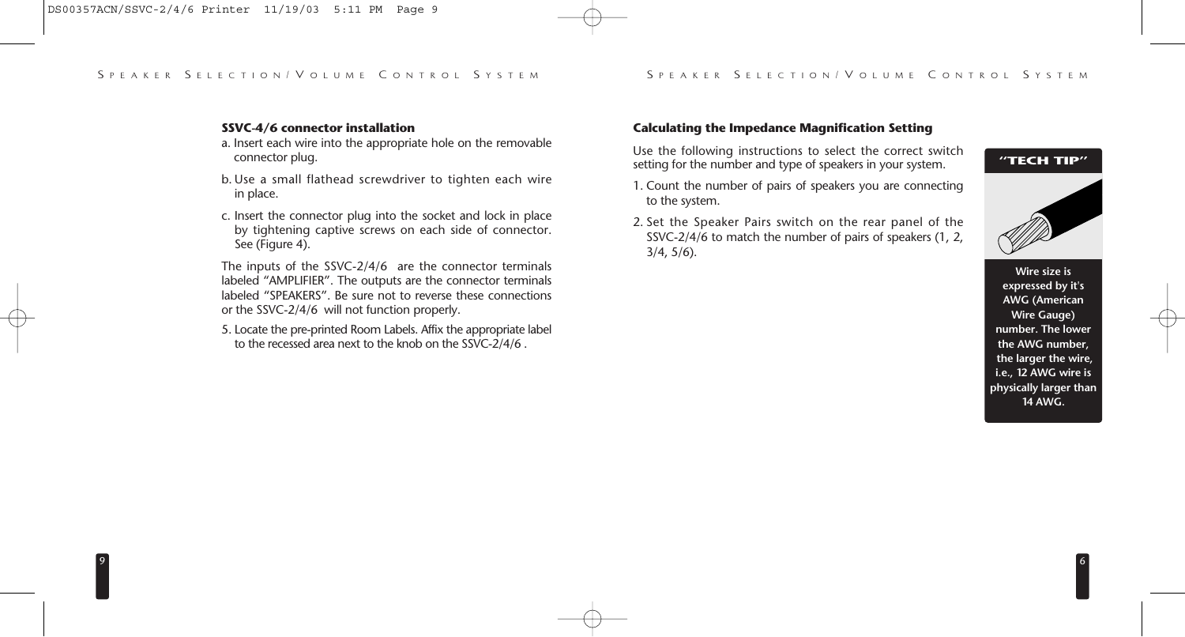### SSVC-4/6 connector installation

a. Insert each wire into the appropriate hole on the removable connector plug.

b. Use a small flathead screwdriver to tighten each wire in place.

c. Insert the connector plug into the socket and lock in place by tightening captive screws on each side of connector. See (Figure 4).

The inputs of the SSVC-2/4/6 are the connector terminals labeled "AMPLIFIER". The outputs are the connector terminals labeled "SPEAKERS". Be sure not to reverse these connections or the SSVC-2/4/6 will not function properly.

5. Locate the pre-printed Room Labels. Affix the appropriate label to the recessed area next to the knob on the SSVC-2/4/6 .

### Calculating the Impedance Magnification Setting

Use the following instructions to select the correct switch setting for the number and type of speakers in your system.

1. Count the number of pairs of speakers you are connecting to the system.
2. Set the Speaker Pairs switch on the rear panel of the SSVC-2/4/6 to match the number of pairs of speakers (1, 2, 3/4, 5/6).

**"TECH TIP"**

**Wire size is expressed by it's AWG (American Wire Gauge) number. The lower the AWG number, the larger the wire, i.e., 12 AWG wire is physically larger than 14 AWG.**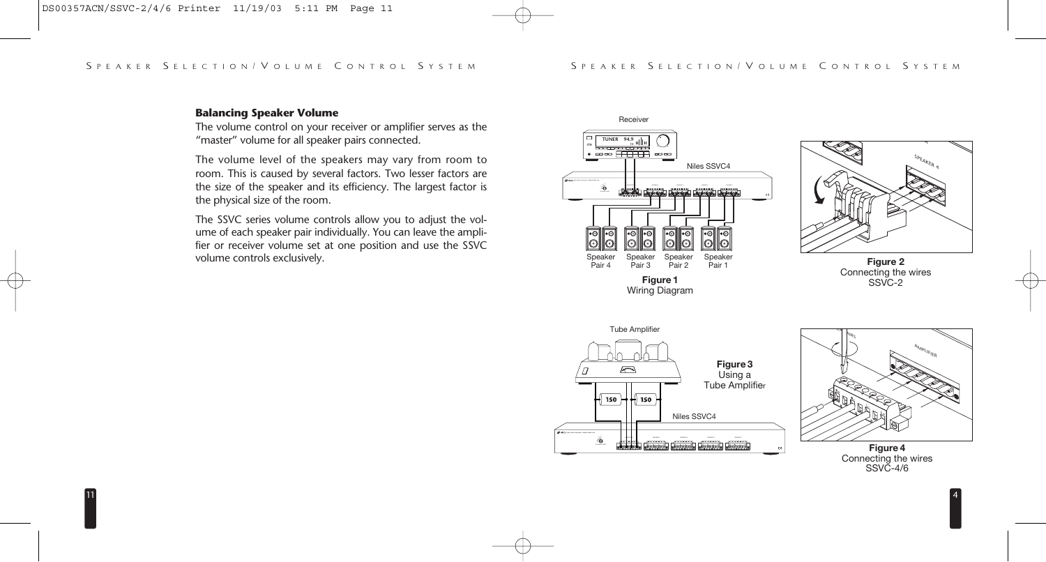### Balancing Speaker Volume

The volume control on your receiver or amplifier serves as the "master" volume for all speaker pairs connected.

The volume level of the speakers may vary from room to room. This is caused by several factors. Two lesser factors are the size of the speaker and its efficiency. The largest factor is the physical size of the room.

The SSVC series volume controls allow you to adjust the volume of each speaker pair individually. You can leave the amplifier or receiver volume set at one position and use the SSVC volume controls exclusively.

**Figure 1**
Wiring Diagram

**Figure 2**
Connecting the wires
SSVC-2

**Figure 3**
Using a
Tube Amplifier

**Figure 4**
Connecting the wires
SSVC-4/6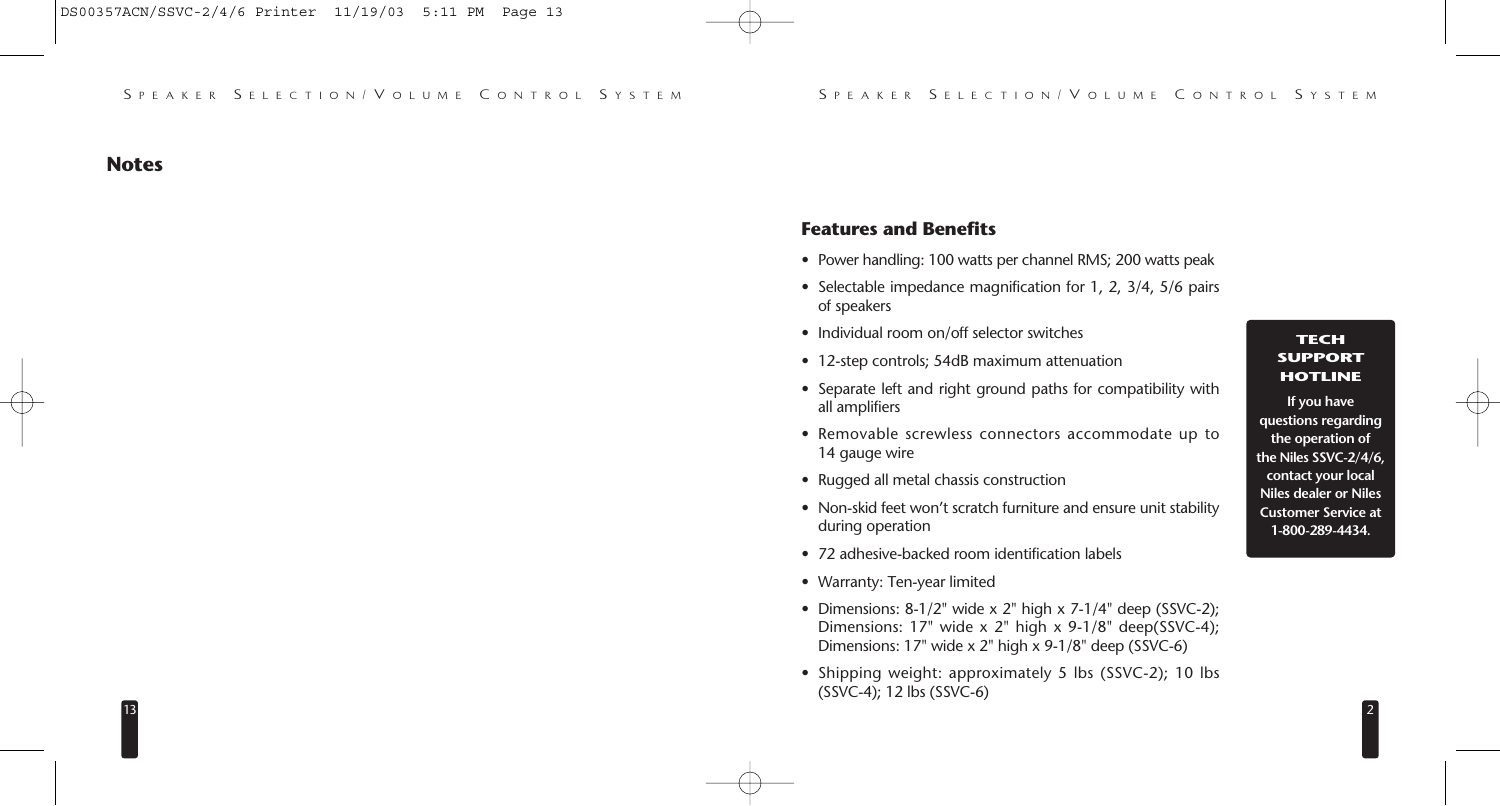## Notes

## Features and Benefits

- Power handling: 100 watts per channel RMS; 200 watts peak
- Selectable impedance magnification for 1, 2, 3/4, 5/6 pairs of speakers
- Individual room on/off selector switches
- 12-step controls; 54dB maximum attenuation
- Separate left and right ground paths for compatibility with all amplifiers
- Removable screwless connectors accommodate up to 14 gauge wire
- Rugged all metal chassis construction
- Non-skid feet won't scratch furniture and ensure unit stability during operation
- 72 adhesive-backed room identification labels
- Warranty: Ten-year limited
- Dimensions: 8-1/2" wide x 2" high x 7-1/4" deep (SSVC-2); Dimensions: 17" wide x 2" high x 9-1/8" deep(SSVC-4); Dimensions: 17" wide x 2" high x 9-1/8" deep (SSVC-6)
- Shipping weight: approximately 5 lbs (SSVC-2); 10 lbs (SSVC-4); 12 lbs (SSVC-6)

**TECH SUPPORT HOTLINE**

**If you have questions regarding the operation of the Niles SSVC-2/4/6, contact your local Niles dealer or Niles Customer Service at 1-800-289-4434.**